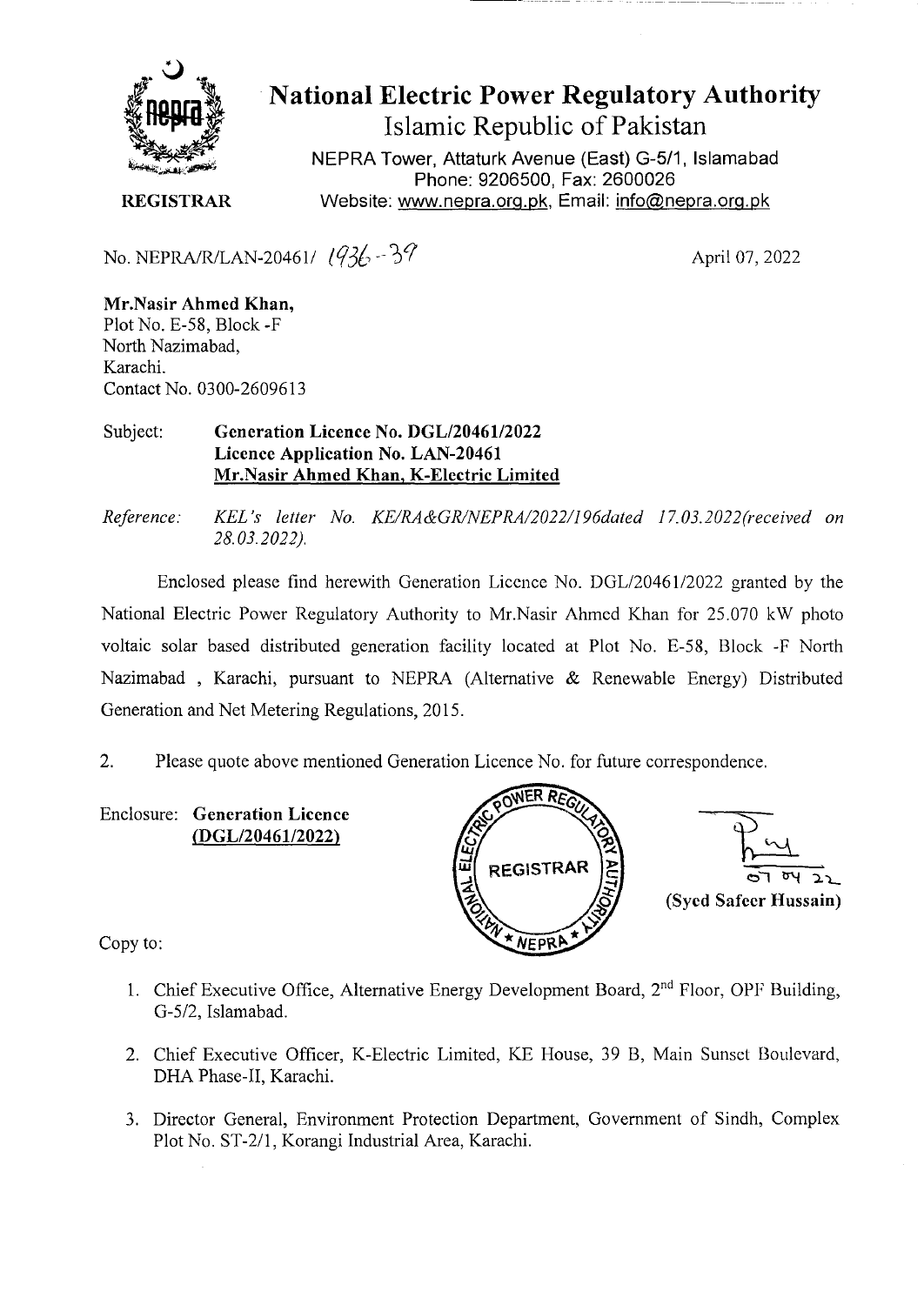# National Electric Power Regulatory Authority

## Islamic Republic of Pakistan

NEPRA Tower, Attaturk Avenue (East) G-5/1, Islamabad
Phone: 9206500, Fax: 2600026
Website: www.nepra.org.pk, Email: info@nepra.org.pk

**REGISTRAR**

No. NEPRA/R/LAN-20461/ 1936-39

April 07, 2022

**Mr.Nasir Ahmed Khan,**
Plot No. E-58, Block -F
North Nazimabad,
Karachi.
Contact No. 0300-2609613

Subject: **Generation Licence No. DGL/20461/2022**
**Licence Application No. LAN-20461**
**Mr.Nasir Ahmed Khan, K-Electric Limited**

*Reference: KEL's letter No. KE/RA&GR/NEPRA/2022/196dated 17.03.2022(received on 28.03.2022).*

Enclosed please find herewith Generation Licence No. DGL/20461/2022 granted by the National Electric Power Regulatory Authority to Mr.Nasir Ahmed Khan for 25.070 kW photo voltaic solar based distributed generation facility located at Plot No. E-58, Block -F North Nazimabad , Karachi, pursuant to NEPRA (Alternative & Renewable Energy) Distributed Generation and Net Metering Regulations, 2015.

2. Please quote above mentioned Generation Licence No. for future correspondence.

Enclosure: **Generation Licence (DGL/20461/2022)**

07 04 22
**(Syed Safeer Hussain)**

Copy to:

1. Chief Executive Office, Alternative Energy Development Board, 2nd Floor, OPF Building, G-5/2, Islamabad.
2. Chief Executive Officer, K-Electric Limited, KE House, 39 B, Main Sunset Boulevard, DHA Phase-II, Karachi.
3. Director General, Environment Protection Department, Government of Sindh, Complex Plot No. ST-2/1, Korangi Industrial Area, Karachi.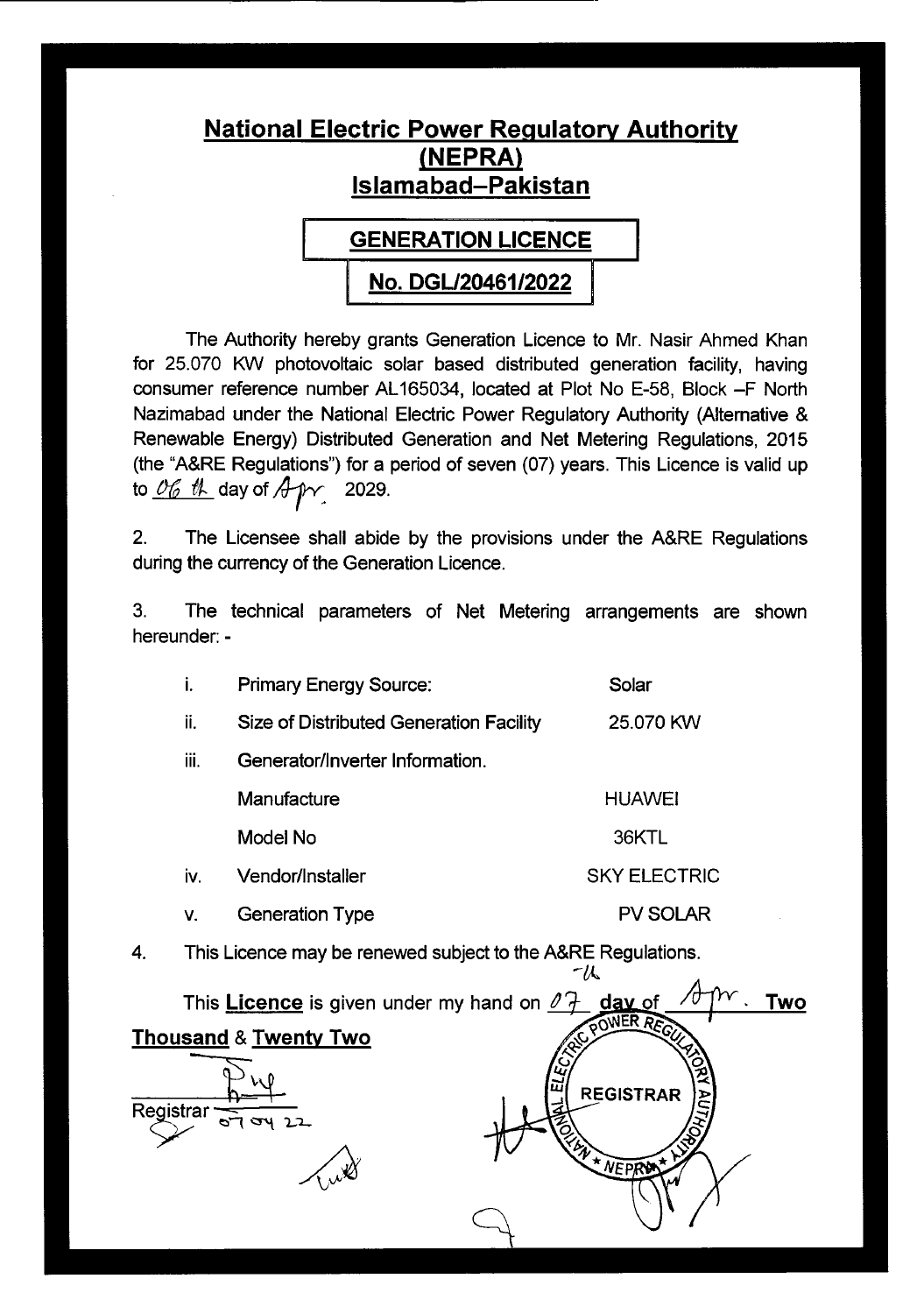# National Electric Power Regulatory Authority (NEPRA) Islamabad–Pakistan

## GENERATION LICENCE

## No. DGL/20461/2022

The Authority hereby grants Generation Licence to Mr. Nasir Ahmed Khan for 25.070 KW photovoltaic solar based distributed generation facility, having consumer reference number AL165034, located at Plot No E-58, Block –F North Nazimabad under the National Electric Power Regulatory Authority (Alternative & Renewable Energy) Distributed Generation and Net Metering Regulations, 2015 (the "A&RE Regulations") for a period of seven (07) years. This Licence is valid up to 06 th day of Apr 2029.

2. The Licensee shall abide by the provisions under the A&RE Regulations during the currency of the Generation Licence.

3. The technical parameters of Net Metering arrangements are shown hereunder: -

| | | |
|---|---|---|
| i. | Primary Energy Source: | Solar |
| ii. | Size of Distributed Generation Facility | 25.070 KW |
| iii. | Generator/Inverter Information. | |
| | Manufacture | HUAWEI |
| | Model No | 36KTL |
| iv. | Vendor/Installer | SKY ELECTRIC |
| v. | Generation Type | PV SOLAR |

4. This Licence may be renewed subject to the A&RE Regulations.

This **Licence** is given under my hand on 07 **day of** Apr. **Two Thousand** & **Twenty Two**

Registrar 07 04 22

REGISTRAR
NATIONAL ELECTRIC POWER REGULATORY AUTHORITY
NEPRA